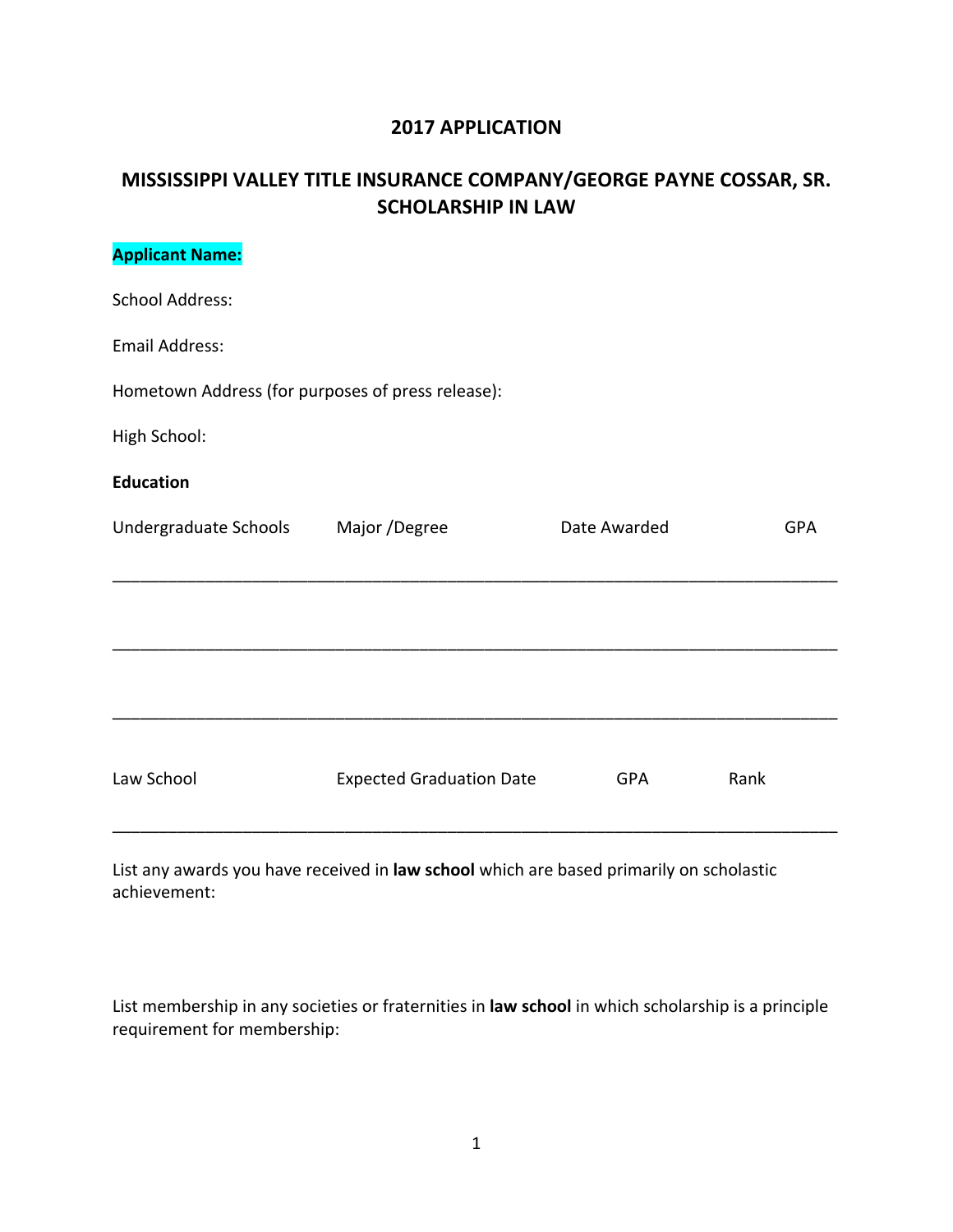## 2017 APPLICATION

## MISSISSIPPI VALLEY TITLE INSURANCE COMPANY/GEORGE PAYNE COSSAR, SR. SCHOLARSHIP IN LAW

**Applicant Name:**

School Address:

Email Address:

Hometown Address (for purposes of press release):

High School:

**Education**

| Undergraduate Schools | Major /Degree | Date Awarded | GPA |
|---|---|---|---|
| | | | |
| | | | |
| | | | |

| Law School | Expected Graduation Date | GPA | Rank |
|---|---|---|---|
| | | | |

List any awards you have received in **law school** which are based primarily on scholastic achievement:

List membership in any societies or fraternities in **law school** in which scholarship is a principle requirement for membership: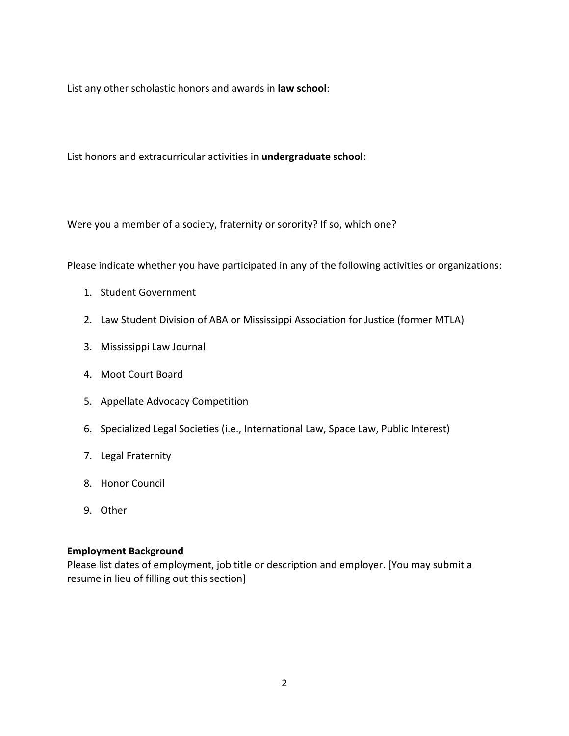List any other scholastic honors and awards in **law school**:

List honors and extracurricular activities in **undergraduate school**:

Were you a member of a society, fraternity or sorority? If so, which one?

Please indicate whether you have participated in any of the following activities or organizations:

1. Student Government
2. Law Student Division of ABA or Mississippi Association for Justice (former MTLA)
3. Mississippi Law Journal
4. Moot Court Board
5. Appellate Advocacy Competition
6. Specialized Legal Societies (i.e., International Law, Space Law, Public Interest)
7. Legal Fraternity
8. Honor Council
9. Other

**Employment Background**

Please list dates of employment, job title or description and employer. [You may submit a resume in lieu of filling out this section]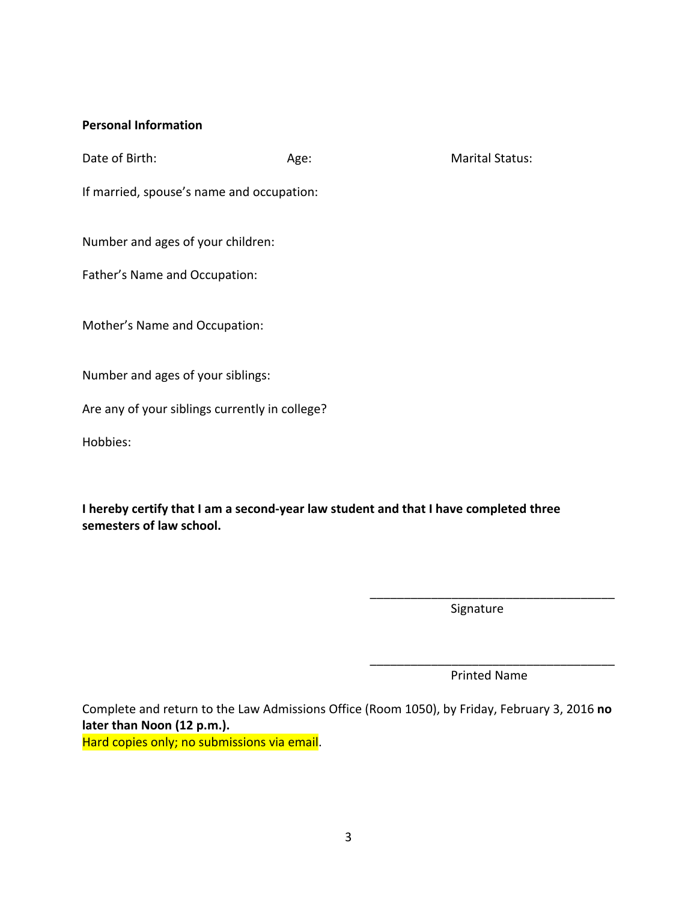**Personal Information**

Date of Birth: Age: Marital Status:

If married, spouse's name and occupation:

Number and ages of your children:

Father's Name and Occupation:

Mother's Name and Occupation:

Number and ages of your siblings:

Are any of your siblings currently in college?

Hobbies:

**I hereby certify that I am a second-year law student and that I have completed three semesters of law school.**

_____________________________________
Signature

_____________________________________
Printed Name

Complete and return to the Law Admissions Office (Room 1050), by Friday, February 3, 2016 **no later than Noon (12 p.m.).**
Hard copies only; no submissions via email.